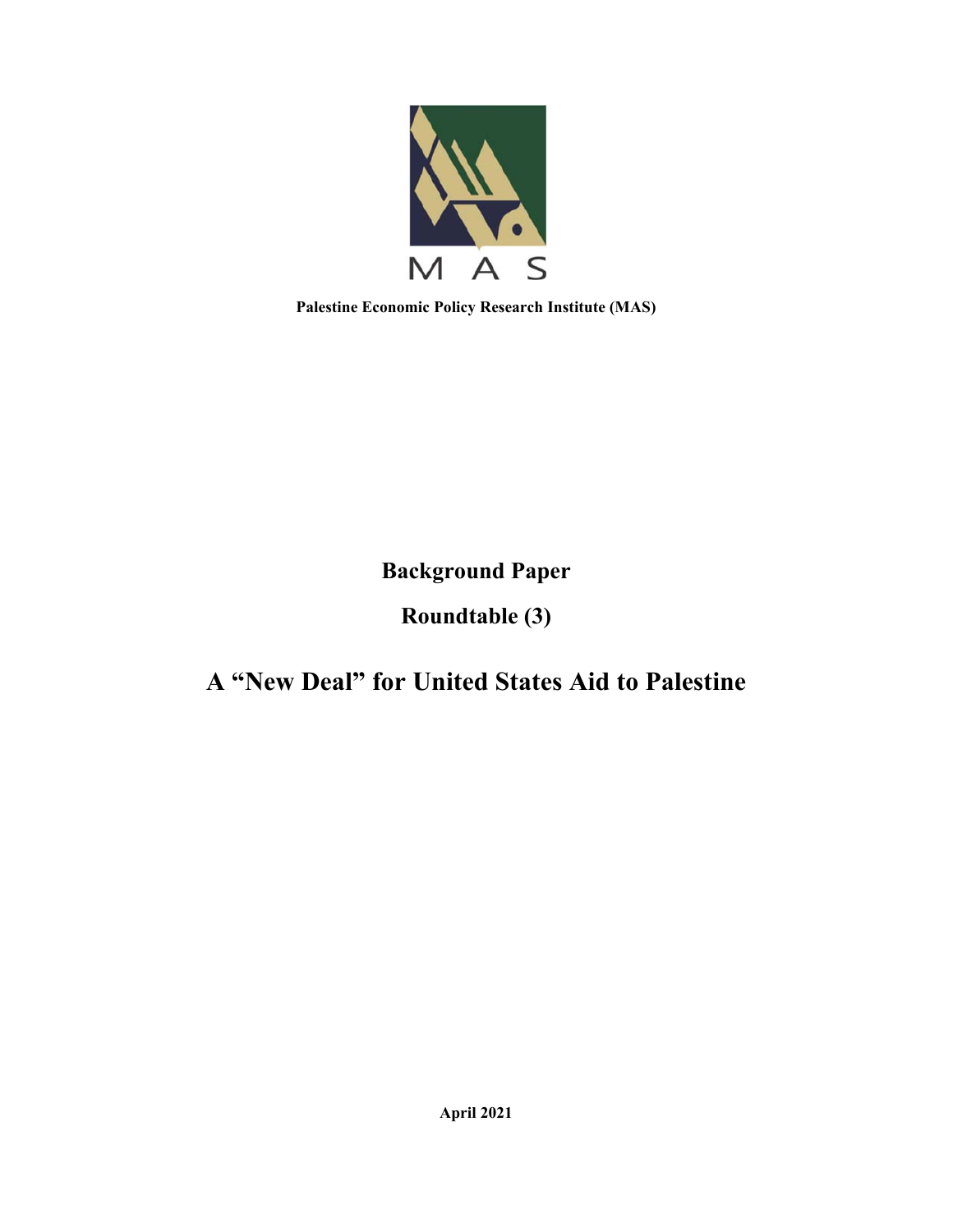MAS

**Palestine Economic Policy Research Institute (MAS)**

# Background Paper

## Roundtable (3)

# A "New Deal" for United States Aid to Palestine

**April 2021**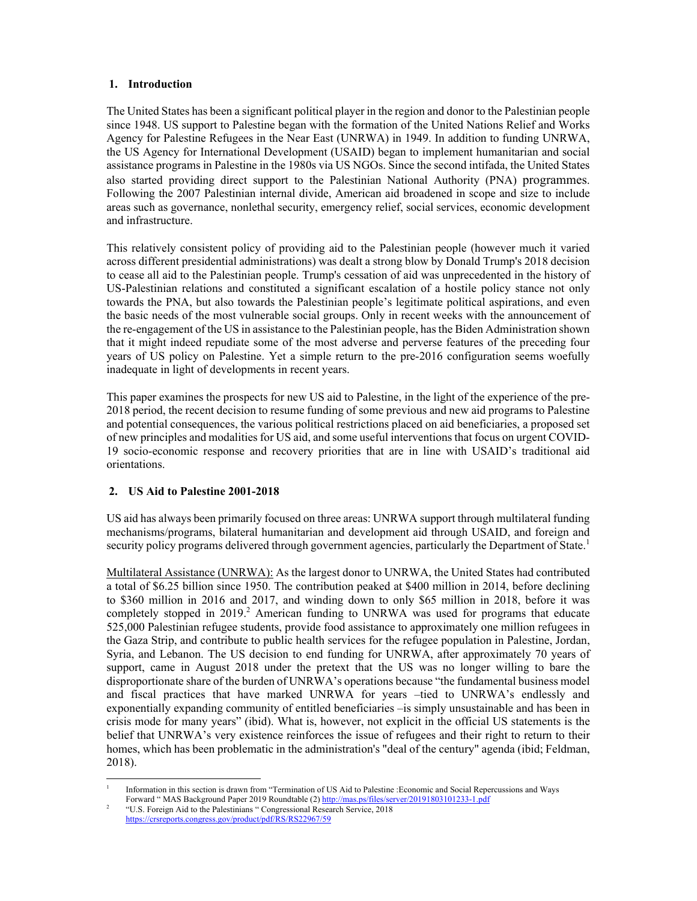## 1. Introduction

The United States has been a significant political player in the region and donor to the Palestinian people since 1948. US support to Palestine began with the formation of the United Nations Relief and Works Agency for Palestine Refugees in the Near East (UNRWA) in 1949. In addition to funding UNRWA, the US Agency for International Development (USAID) began to implement humanitarian and social assistance programs in Palestine in the 1980s via US NGOs. Since the second intifada, the United States also started providing direct support to the Palestinian National Authority (PNA) programmes. Following the 2007 Palestinian internal divide, American aid broadened in scope and size to include areas such as governance, nonlethal security, emergency relief, social services, economic development and infrastructure.

This relatively consistent policy of providing aid to the Palestinian people (however much it varied across different presidential administrations) was dealt a strong blow by Donald Trump's 2018 decision to cease all aid to the Palestinian people. Trump's cessation of aid was unprecedented in the history of US-Palestinian relations and constituted a significant escalation of a hostile policy stance not only towards the PNA, but also towards the Palestinian people's legitimate political aspirations, and even the basic needs of the most vulnerable social groups. Only in recent weeks with the announcement of the re-engagement of the US in assistance to the Palestinian people, has the Biden Administration shown that it might indeed repudiate some of the most adverse and perverse features of the preceding four years of US policy on Palestine. Yet a simple return to the pre-2016 configuration seems woefully inadequate in light of developments in recent years.

This paper examines the prospects for new US aid to Palestine, in the light of the experience of the pre-2018 period, the recent decision to resume funding of some previous and new aid programs to Palestine and potential consequences, the various political restrictions placed on aid beneficiaries, a proposed set of new principles and modalities for US aid, and some useful interventions that focus on urgent COVID-19 socio-economic response and recovery priorities that are in line with USAID's traditional aid orientations.

## 2. US Aid to Palestine 2001-2018

US aid has always been primarily focused on three areas: UNRWA support through multilateral funding mechanisms/programs, bilateral humanitarian and development aid through USAID, and foreign and security policy programs delivered through government agencies, particularly the Department of State.[1]

Multilateral Assistance (UNRWA): As the largest donor to UNRWA, the United States had contributed a total of $6.25 billion since 1950. The contribution peaked at $400 million in 2014, before declining to $360 million in 2016 and 2017, and winding down to only $65 million in 2018, before it was completely stopped in 2019.[2] American funding to UNRWA was used for programs that educate 525,000 Palestinian refugee students, provide food assistance to approximately one million refugees in the Gaza Strip, and contribute to public health services for the refugee population in Palestine, Jordan, Syria, and Lebanon. The US decision to end funding for UNRWA, after approximately 70 years of support, came in August 2018 under the pretext that the US was no longer willing to bare the disproportionate share of the burden of UNRWA's operations because "the fundamental business model and fiscal practices that have marked UNRWA for years –tied to UNRWA's endlessly and exponentially expanding community of entitled beneficiaries –is simply unsustainable and has been in crisis mode for many years" (ibid). What is, however, not explicit in the official US statements is the belief that UNRWA's very existence reinforces the issue of refugees and their right to return to their homes, which has been problematic in the administration's "deal of the century" agenda (ibid; Feldman, 2018).

---

[1] Information in this section is drawn from "Termination of US Aid to Palestine :Economic and Social Repercussions and Ways Forward " MAS Background Paper 2019 Roundtable (2) http://mas.ps/files/server/20191803101233-1.pdf

[2] "U.S. Foreign Aid to the Palestinians " Congressional Research Service, 2018 https://crsreports.congress.gov/product/pdf/RS/RS22967/59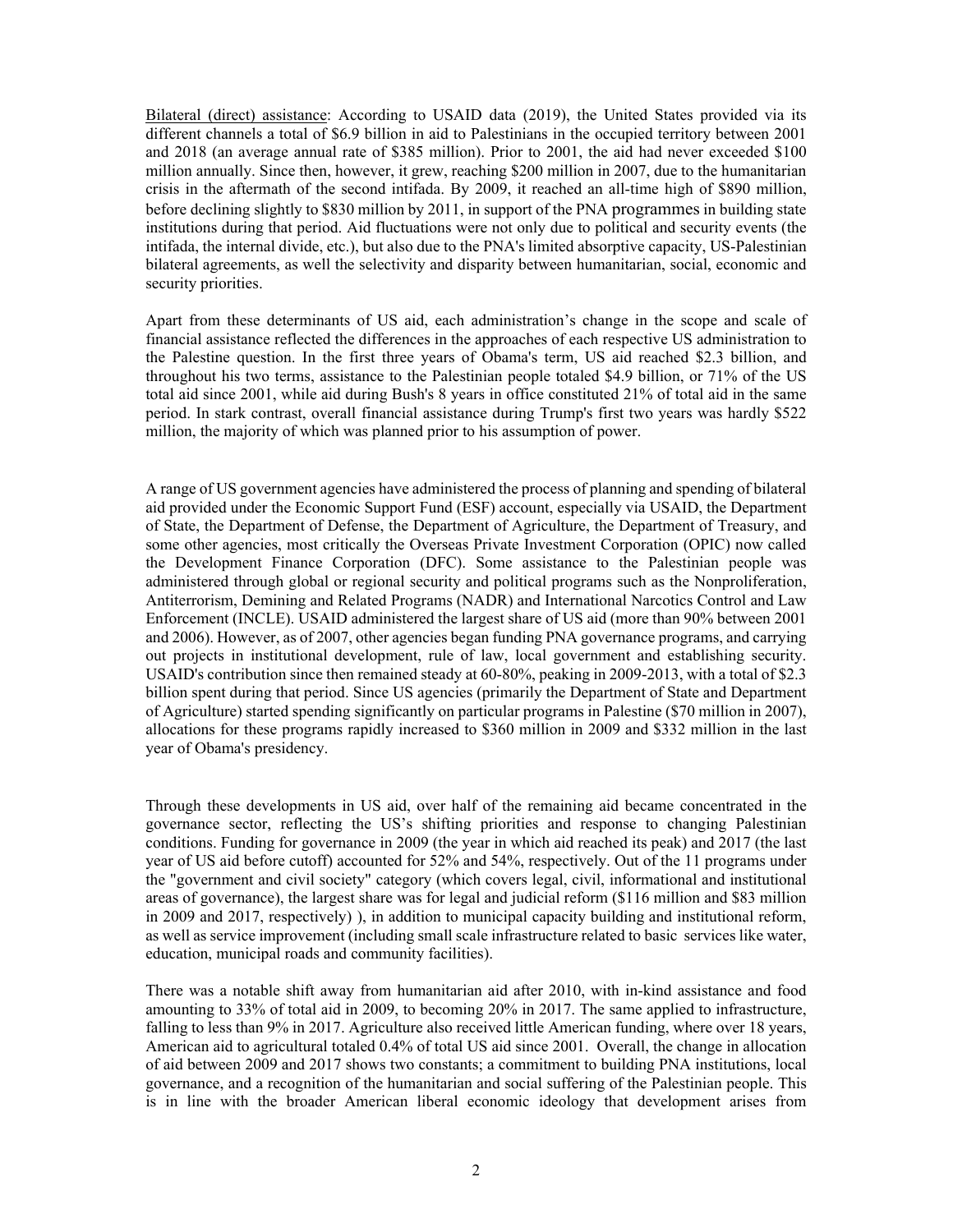Bilateral (direct) assistance: According to USAID data (2019), the United States provided via its different channels a total of $6.9 billion in aid to Palestinians in the occupied territory between 2001 and 2018 (an average annual rate of $385 million). Prior to 2001, the aid had never exceeded $100 million annually. Since then, however, it grew, reaching $200 million in 2007, due to the humanitarian crisis in the aftermath of the second intifada. By 2009, it reached an all-time high of $890 million, before declining slightly to $830 million by 2011, in support of the PNA programmes in building state institutions during that period. Aid fluctuations were not only due to political and security events (the intifada, the internal divide, etc.), but also due to the PNA's limited absorptive capacity, US-Palestinian bilateral agreements, as well the selectivity and disparity between humanitarian, social, economic and security priorities.

Apart from these determinants of US aid, each administration's change in the scope and scale of financial assistance reflected the differences in the approaches of each respective US administration to the Palestine question. In the first three years of Obama's term, US aid reached $2.3 billion, and throughout his two terms, assistance to the Palestinian people totaled $4.9 billion, or 71% of the US total aid since 2001, while aid during Bush's 8 years in office constituted 21% of total aid in the same period. In stark contrast, overall financial assistance during Trump's first two years was hardly $522 million, the majority of which was planned prior to his assumption of power.

A range of US government agencies have administered the process of planning and spending of bilateral aid provided under the Economic Support Fund (ESF) account, especially via USAID, the Department of State, the Department of Defense, the Department of Agriculture, the Department of Treasury, and some other agencies, most critically the Overseas Private Investment Corporation (OPIC) now called the Development Finance Corporation (DFC). Some assistance to the Palestinian people was administered through global or regional security and political programs such as the Nonproliferation, Antiterrorism, Demining and Related Programs (NADR) and International Narcotics Control and Law Enforcement (INCLE). USAID administered the largest share of US aid (more than 90% between 2001 and 2006). However, as of 2007, other agencies began funding PNA governance programs, and carrying out projects in institutional development, rule of law, local government and establishing security. USAID's contribution since then remained steady at 60-80%, peaking in 2009-2013, with a total of $2.3 billion spent during that period. Since US agencies (primarily the Department of State and Department of Agriculture) started spending significantly on particular programs in Palestine ($70 million in 2007), allocations for these programs rapidly increased to $360 million in 2009 and $332 million in the last year of Obama's presidency.

Through these developments in US aid, over half of the remaining aid became concentrated in the governance sector, reflecting the US's shifting priorities and response to changing Palestinian conditions. Funding for governance in 2009 (the year in which aid reached its peak) and 2017 (the last year of US aid before cutoff) accounted for 52% and 54%, respectively. Out of the 11 programs under the "government and civil society" category (which covers legal, civil, informational and institutional areas of governance), the largest share was for legal and judicial reform ($116 million and $83 million in 2009 and 2017, respectively) ), in addition to municipal capacity building and institutional reform, as well as service improvement (including small scale infrastructure related to basic services like water, education, municipal roads and community facilities).

There was a notable shift away from humanitarian aid after 2010, with in-kind assistance and food amounting to 33% of total aid in 2009, to becoming 20% in 2017. The same applied to infrastructure, falling to less than 9% in 2017. Agriculture also received little American funding, where over 18 years, American aid to agricultural totaled 0.4% of total US aid since 2001. Overall, the change in allocation of aid between 2009 and 2017 shows two constants; a commitment to building PNA institutions, local governance, and a recognition of the humanitarian and social suffering of the Palestinian people. This is in line with the broader American liberal economic ideology that development arises from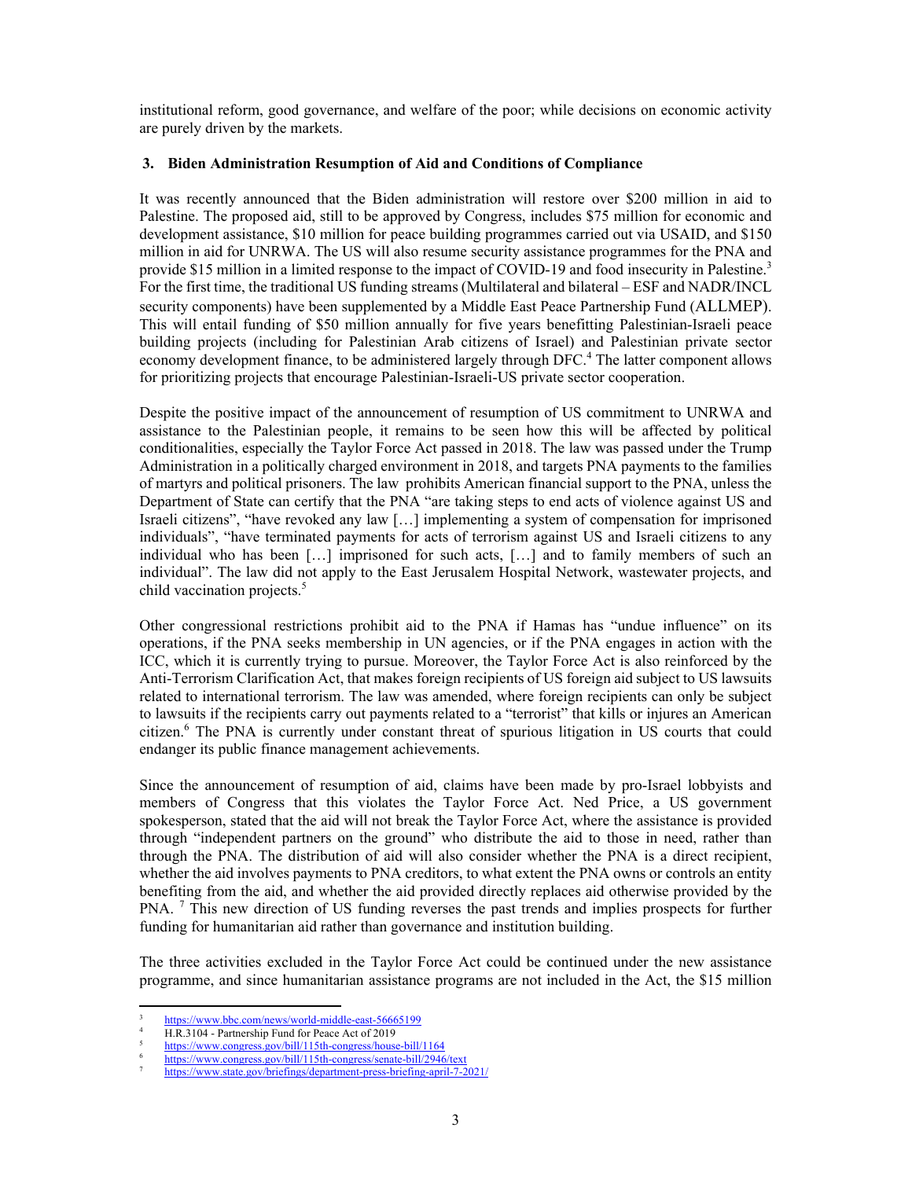institutional reform, good governance, and welfare of the poor; while decisions on economic activity are purely driven by the markets.

### 3. Biden Administration Resumption of Aid and Conditions of Compliance

It was recently announced that the Biden administration will restore over $200 million in aid to Palestine. The proposed aid, still to be approved by Congress, includes $75 million for economic and development assistance, $10 million for peace building programmes carried out via USAID, and $150 million in aid for UNRWA. The US will also resume security assistance programmes for the PNA and provide $15 million in a limited response to the impact of COVID-19 and food insecurity in Palestine.[3] For the first time, the traditional US funding streams (Multilateral and bilateral – ESF and NADR/INCL security components) have been supplemented by a Middle East Peace Partnership Fund (ALLMEP). This will entail funding of $50 million annually for five years benefitting Palestinian-Israeli peace building projects (including for Palestinian Arab citizens of Israel) and Palestinian private sector economy development finance, to be administered largely through DFC.[4] The latter component allows for prioritizing projects that encourage Palestinian-Israeli-US private sector cooperation.

Despite the positive impact of the announcement of resumption of US commitment to UNRWA and assistance to the Palestinian people, it remains to be seen how this will be affected by political conditionalities, especially the Taylor Force Act passed in 2018. The law was passed under the Trump Administration in a politically charged environment in 2018, and targets PNA payments to the families of martyrs and political prisoners. The law prohibits American financial support to the PNA, unless the Department of State can certify that the PNA "are taking steps to end acts of violence against US and Israeli citizens", "have revoked any law […] implementing a system of compensation for imprisoned individuals", "have terminated payments for acts of terrorism against US and Israeli citizens to any individual who has been […] imprisoned for such acts, […] and to family members of such an individual". The law did not apply to the East Jerusalem Hospital Network, wastewater projects, and child vaccination projects.[5]

Other congressional restrictions prohibit aid to the PNA if Hamas has "undue influence" on its operations, if the PNA seeks membership in UN agencies, or if the PNA engages in action with the ICC, which it is currently trying to pursue. Moreover, the Taylor Force Act is also reinforced by the Anti-Terrorism Clarification Act, that makes foreign recipients of US foreign aid subject to US lawsuits related to international terrorism. The law was amended, where foreign recipients can only be subject to lawsuits if the recipients carry out payments related to a "terrorist" that kills or injures an American citizen.[6] The PNA is currently under constant threat of spurious litigation in US courts that could endanger its public finance management achievements.

Since the announcement of resumption of aid, claims have been made by pro-Israel lobbyists and members of Congress that this violates the Taylor Force Act. Ned Price, a US government spokesperson, stated that the aid will not break the Taylor Force Act, where the assistance is provided through "independent partners on the ground" who distribute the aid to those in need, rather than through the PNA. The distribution of aid will also consider whether the PNA is a direct recipient, whether the aid involves payments to PNA creditors, to what extent the PNA owns or controls an entity benefiting from the aid, and whether the aid provided directly replaces aid otherwise provided by the PNA.[7] This new direction of US funding reverses the past trends and implies prospects for further funding for humanitarian aid rather than governance and institution building.

The three activities excluded in the Taylor Force Act could be continued under the new assistance programme, and since humanitarian assistance programs are not included in the Act, the $15 million

---

[3] https://www.bbc.com/news/world-middle-east-56665199

[4] H.R.3104 - Partnership Fund for Peace Act of 2019

[5] https://www.congress.gov/bill/115th-congress/house-bill/1164

[6] https://www.congress.gov/bill/115th-congress/senate-bill/2946/text

[7] https://www.state.gov/briefings/department-press-briefing-april-7-2021/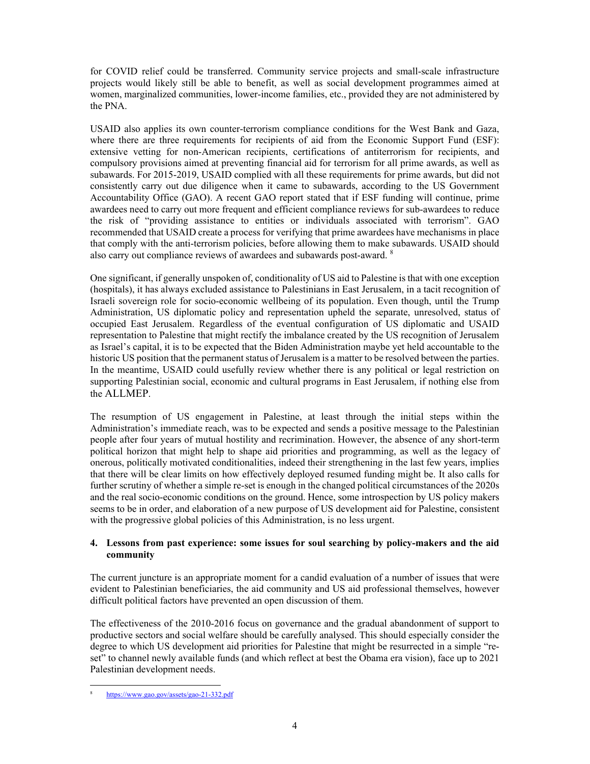for COVID relief could be transferred. Community service projects and small-scale infrastructure projects would likely still be able to benefit, as well as social development programmes aimed at women, marginalized communities, lower-income families, etc., provided they are not administered by the PNA.

USAID also applies its own counter-terrorism compliance conditions for the West Bank and Gaza, where there are three requirements for recipients of aid from the Economic Support Fund (ESF): extensive vetting for non-American recipients, certifications of antiterrorism for recipients, and compulsory provisions aimed at preventing financial aid for terrorism for all prime awards, as well as subawards. For 2015-2019, USAID complied with all these requirements for prime awards, but did not consistently carry out due diligence when it came to subawards, according to the US Government Accountability Office (GAO). A recent GAO report stated that if ESF funding will continue, prime awardees need to carry out more frequent and efficient compliance reviews for sub-awardees to reduce the risk of "providing assistance to entities or individuals associated with terrorism". GAO recommended that USAID create a process for verifying that prime awardees have mechanisms in place that comply with the anti-terrorism policies, before allowing them to make subawards. USAID should also carry out compliance reviews of awardees and subawards post-award. [8]

One significant, if generally unspoken of, conditionality of US aid to Palestine is that with one exception (hospitals), it has always excluded assistance to Palestinians in East Jerusalem, in a tacit recognition of Israeli sovereign role for socio-economic wellbeing of its population. Even though, until the Trump Administration, US diplomatic policy and representation upheld the separate, unresolved, status of occupied East Jerusalem. Regardless of the eventual configuration of US diplomatic and USAID representation to Palestine that might rectify the imbalance created by the US recognition of Jerusalem as Israel's capital, it is to be expected that the Biden Administration maybe yet held accountable to the historic US position that the permanent status of Jerusalem is a matter to be resolved between the parties. In the meantime, USAID could usefully review whether there is any political or legal restriction on supporting Palestinian social, economic and cultural programs in East Jerusalem, if nothing else from the ALLMEP.

The resumption of US engagement in Palestine, at least through the initial steps within the Administration's immediate reach, was to be expected and sends a positive message to the Palestinian people after four years of mutual hostility and recrimination. However, the absence of any short-term political horizon that might help to shape aid priorities and programming, as well as the legacy of onerous, politically motivated conditionalities, indeed their strengthening in the last few years, implies that there will be clear limits on how effectively deployed resumed funding might be. It also calls for further scrutiny of whether a simple re-set is enough in the changed political circumstances of the 2020s and the real socio-economic conditions on the ground. Hence, some introspection by US policy makers seems to be in order, and elaboration of a new purpose of US development aid for Palestine, consistent with the progressive global policies of this Administration, is no less urgent.

## 4. Lessons from past experience: some issues for soul searching by policy-makers and the aid community

The current juncture is an appropriate moment for a candid evaluation of a number of issues that were evident to Palestinian beneficiaries, the aid community and US aid professional themselves, however difficult political factors have prevented an open discussion of them.

The effectiveness of the 2010-2016 focus on governance and the gradual abandonment of support to productive sectors and social welfare should be carefully analysed. This should especially consider the degree to which US development aid priorities for Palestine that might be resurrected in a simple "re-set" to channel newly available funds (and which reflect at best the Obama era vision), face up to 2021 Palestinian development needs.

---

[8] https://www.gao.gov/assets/gao-21-332.pdf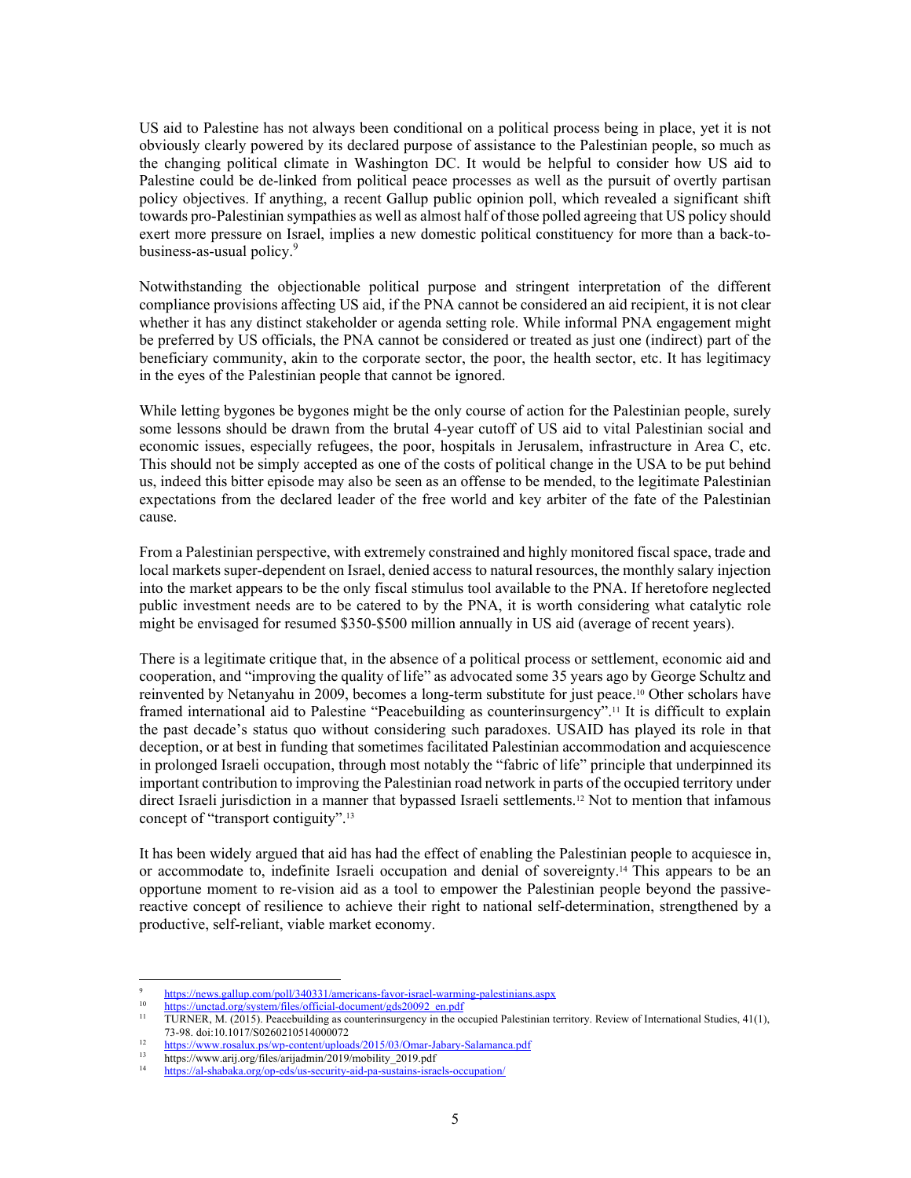US aid to Palestine has not always been conditional on a political process being in place, yet it is not obviously clearly powered by its declared purpose of assistance to the Palestinian people, so much as the changing political climate in Washington DC. It would be helpful to consider how US aid to Palestine could be de-linked from political peace processes as well as the pursuit of overtly partisan policy objectives. If anything, a recent Gallup public opinion poll, which revealed a significant shift towards pro-Palestinian sympathies as well as almost half of those polled agreeing that US policy should exert more pressure on Israel, implies a new domestic political constituency for more than a back-to-business-as-usual policy.[9]

Notwithstanding the objectionable political purpose and stringent interpretation of the different compliance provisions affecting US aid, if the PNA cannot be considered an aid recipient, it is not clear whether it has any distinct stakeholder or agenda setting role. While informal PNA engagement might be preferred by US officials, the PNA cannot be considered or treated as just one (indirect) part of the beneficiary community, akin to the corporate sector, the poor, the health sector, etc. It has legitimacy in the eyes of the Palestinian people that cannot be ignored.

While letting bygones be bygones might be the only course of action for the Palestinian people, surely some lessons should be drawn from the brutal 4-year cutoff of US aid to vital Palestinian social and economic issues, especially refugees, the poor, hospitals in Jerusalem, infrastructure in Area C, etc. This should not be simply accepted as one of the costs of political change in the USA to be put behind us, indeed this bitter episode may also be seen as an offense to be mended, to the legitimate Palestinian expectations from the declared leader of the free world and key arbiter of the fate of the Palestinian cause.

From a Palestinian perspective, with extremely constrained and highly monitored fiscal space, trade and local markets super-dependent on Israel, denied access to natural resources, the monthly salary injection into the market appears to be the only fiscal stimulus tool available to the PNA. If heretofore neglected public investment needs are to be catered to by the PNA, it is worth considering what catalytic role might be envisaged for resumed \$350-\$500 million annually in US aid (average of recent years).

There is a legitimate critique that, in the absence of a political process or settlement, economic aid and cooperation, and "improving the quality of life" as advocated some 35 years ago by George Schultz and reinvented by Netanyahu in 2009, becomes a long-term substitute for just peace.[10] Other scholars have framed international aid to Palestine "Peacebuilding as counterinsurgency".[11] It is difficult to explain the past decade's status quo without considering such paradoxes. USAID has played its role in that deception, or at best in funding that sometimes facilitated Palestinian accommodation and acquiescence in prolonged Israeli occupation, through most notably the "fabric of life" principle that underpinned its important contribution to improving the Palestinian road network in parts of the occupied territory under direct Israeli jurisdiction in a manner that bypassed Israeli settlements.[12] Not to mention that infamous concept of "transport contiguity".[13]

It has been widely argued that aid has had the effect of enabling the Palestinian people to acquiesce in, or accommodate to, indefinite Israeli occupation and denial of sovereignty.[14] This appears to be an opportune moment to re-vision aid as a tool to empower the Palestinian people beyond the passive-reactive concept of resilience to achieve their right to national self-determination, strengthened by a productive, self-reliant, viable market economy.

---

[9] https://news.gallup.com/poll/340331/americans-favor-israel-warming-palestinians.aspx

[10] https://unctad.org/system/files/official-document/gds20092_en.pdf

[11] TURNER, M. (2015). Peacebuilding as counterinsurgency in the occupied Palestinian territory. Review of International Studies, 41(1), 73-98. doi:10.1017/S0260210514000072

[12] https://www.rosalux.ps/wp-content/uploads/2015/03/Omar-Jabary-Salamanca.pdf

[13] https://www.arij.org/files/arijadmin/2019/mobility_2019.pdf

[14] https://al-shabaka.org/op-eds/us-security-aid-pa-sustains-israels-occupation/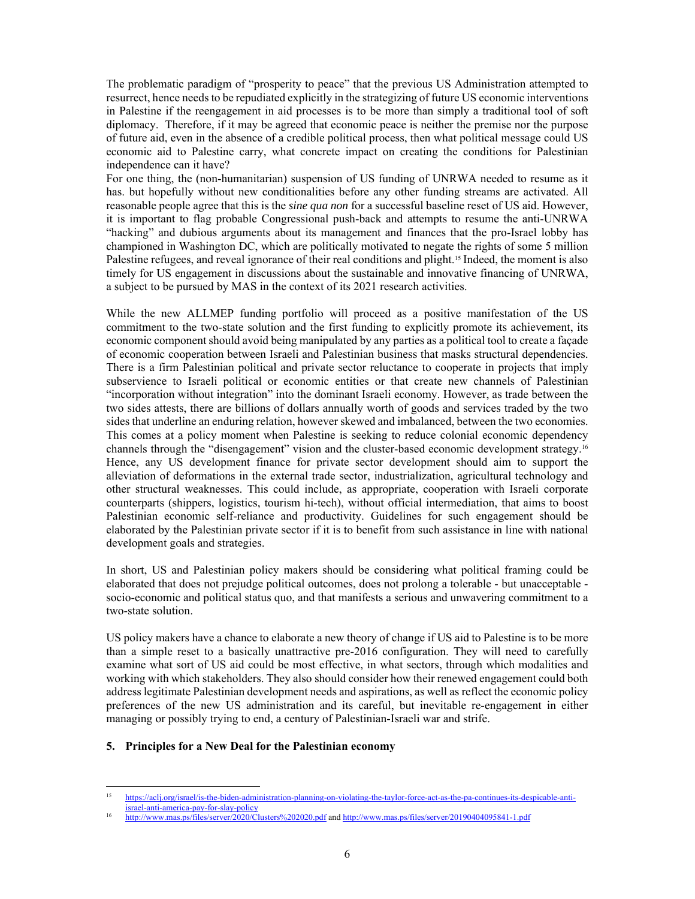The problematic paradigm of "prosperity to peace" that the previous US Administration attempted to resurrect, hence needs to be repudiated explicitly in the strategizing of future US economic interventions in Palestine if the reengagement in aid processes is to be more than simply a traditional tool of soft diplomacy. Therefore, if it may be agreed that economic peace is neither the premise nor the purpose of future aid, even in the absence of a credible political process, then what political message could US economic aid to Palestine carry, what concrete impact on creating the conditions for Palestinian independence can it have?

For one thing, the (non-humanitarian) suspension of US funding of UNRWA needed to resume as it has. but hopefully without new conditionalities before any other funding streams are activated. All reasonable people agree that this is the *sine qua non* for a successful baseline reset of US aid. However, it is important to flag probable Congressional push-back and attempts to resume the anti-UNRWA "hacking" and dubious arguments about its management and finances that the pro-Israel lobby has championed in Washington DC, which are politically motivated to negate the rights of some 5 million Palestine refugees, and reveal ignorance of their real conditions and plight.[15] Indeed, the moment is also timely for US engagement in discussions about the sustainable and innovative financing of UNRWA, a subject to be pursued by MAS in the context of its 2021 research activities.

While the new ALLMEP funding portfolio will proceed as a positive manifestation of the US commitment to the two-state solution and the first funding to explicitly promote its achievement, its economic component should avoid being manipulated by any parties as a political tool to create a façade of economic cooperation between Israeli and Palestinian business that masks structural dependencies. There is a firm Palestinian political and private sector reluctance to cooperate in projects that imply subservience to Israeli political or economic entities or that create new channels of Palestinian "incorporation without integration" into the dominant Israeli economy. However, as trade between the two sides attests, there are billions of dollars annually worth of goods and services traded by the two sides that underline an enduring relation, however skewed and imbalanced, between the two economies. This comes at a policy moment when Palestine is seeking to reduce colonial economic dependency channels through the "disengagement" vision and the cluster-based economic development strategy.[16] Hence, any US development finance for private sector development should aim to support the alleviation of deformations in the external trade sector, industrialization, agricultural technology and other structural weaknesses. This could include, as appropriate, cooperation with Israeli corporate counterparts (shippers, logistics, tourism hi-tech), without official intermediation, that aims to boost Palestinian economic self-reliance and productivity. Guidelines for such engagement should be elaborated by the Palestinian private sector if it is to benefit from such assistance in line with national development goals and strategies.

In short, US and Palestinian policy makers should be considering what political framing could be elaborated that does not prejudge political outcomes, does not prolong a tolerable - but unacceptable - socio-economic and political status quo, and that manifests a serious and unwavering commitment to a two-state solution.

US policy makers have a chance to elaborate a new theory of change if US aid to Palestine is to be more than a simple reset to a basically unattractive pre-2016 configuration. They will need to carefully examine what sort of US aid could be most effective, in what sectors, through which modalities and working with which stakeholders. They also should consider how their renewed engagement could both address legitimate Palestinian development needs and aspirations, as well as reflect the economic policy preferences of the new US administration and its careful, but inevitable re-engagement in either managing or possibly trying to end, a century of Palestinian-Israeli war and strife.

## 5. Principles for a New Deal for the Palestinian economy

---

[15] https://aclj.org/israel/is-the-biden-administration-planning-on-violating-the-taylor-force-act-as-the-pa-continues-its-despicable-anti-israel-anti-america-pay-for-slay-policy

[16] http://www.mas.ps/files/server/2020/Clusters%202020.pdf and http://www.mas.ps/files/server/20190404095841-1.pdf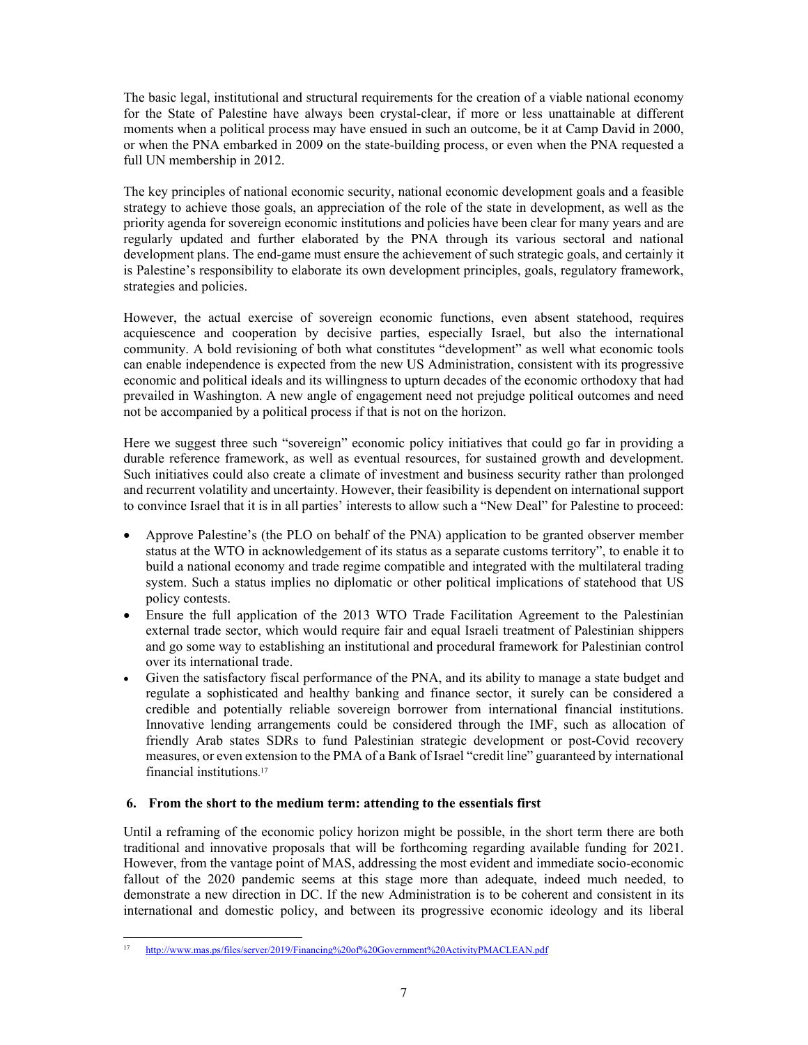The basic legal, institutional and structural requirements for the creation of a viable national economy for the State of Palestine have always been crystal-clear, if more or less unattainable at different moments when a political process may have ensued in such an outcome, be it at Camp David in 2000, or when the PNA embarked in 2009 on the state-building process, or even when the PNA requested a full UN membership in 2012.

The key principles of national economic security, national economic development goals and a feasible strategy to achieve those goals, an appreciation of the role of the state in development, as well as the priority agenda for sovereign economic institutions and policies have been clear for many years and are regularly updated and further elaborated by the PNA through its various sectoral and national development plans. The end-game must ensure the achievement of such strategic goals, and certainly it is Palestine's responsibility to elaborate its own development principles, goals, regulatory framework, strategies and policies.

However, the actual exercise of sovereign economic functions, even absent statehood, requires acquiescence and cooperation by decisive parties, especially Israel, but also the international community. A bold revisioning of both what constitutes "development" as well what economic tools can enable independence is expected from the new US Administration, consistent with its progressive economic and political ideals and its willingness to upturn decades of the economic orthodoxy that had prevailed in Washington. A new angle of engagement need not prejudge political outcomes and need not be accompanied by a political process if that is not on the horizon.

Here we suggest three such "sovereign" economic policy initiatives that could go far in providing a durable reference framework, as well as eventual resources, for sustained growth and development. Such initiatives could also create a climate of investment and business security rather than prolonged and recurrent volatility and uncertainty. However, their feasibility is dependent on international support to convince Israel that it is in all parties' interests to allow such a "New Deal" for Palestine to proceed:

- Approve Palestine's (the PLO on behalf of the PNA) application to be granted observer member status at the WTO in acknowledgement of its status as a separate customs territory", to enable it to build a national economy and trade regime compatible and integrated with the multilateral trading system. Such a status implies no diplomatic or other political implications of statehood that US policy contests.
- Ensure the full application of the 2013 WTO Trade Facilitation Agreement to the Palestinian external trade sector, which would require fair and equal Israeli treatment of Palestinian shippers and go some way to establishing an institutional and procedural framework for Palestinian control over its international trade.
- Given the satisfactory fiscal performance of the PNA, and its ability to manage a state budget and regulate a sophisticated and healthy banking and finance sector, it surely can be considered a credible and potentially reliable sovereign borrower from international financial institutions. Innovative lending arrangements could be considered through the IMF, such as allocation of friendly Arab states SDRs to fund Palestinian strategic development or post-Covid recovery measures, or even extension to the PMA of a Bank of Israel "credit line" guaranteed by international financial institutions.[17]

## 6. From the short to the medium term: attending to the essentials first

Until a reframing of the economic policy horizon might be possible, in the short term there are both traditional and innovative proposals that will be forthcoming regarding available funding for 2021. However, from the vantage point of MAS, addressing the most evident and immediate socio-economic fallout of the 2020 pandemic seems at this stage more than adequate, indeed much needed, to demonstrate a new direction in DC. If the new Administration is to be coherent and consistent in its international and domestic policy, and between its progressive economic ideology and its liberal

---

[17] http://www.mas.ps/files/server/2019/Financing%20of%20Government%20ActivityPMACLEAN.pdf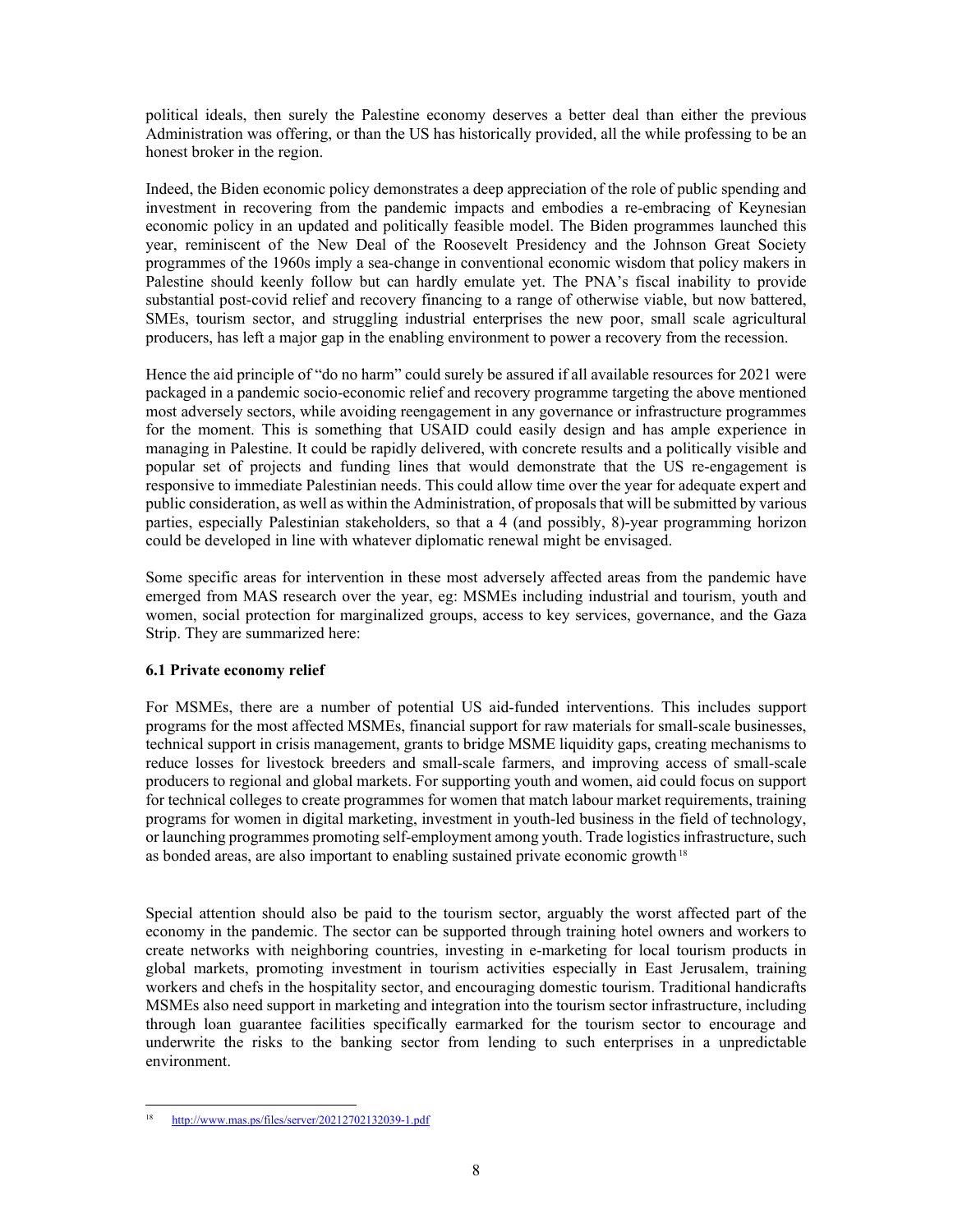political ideals, then surely the Palestine economy deserves a better deal than either the previous Administration was offering, or than the US has historically provided, all the while professing to be an honest broker in the region.

Indeed, the Biden economic policy demonstrates a deep appreciation of the role of public spending and investment in recovering from the pandemic impacts and embodies a re-embracing of Keynesian economic policy in an updated and politically feasible model. The Biden programmes launched this year, reminiscent of the New Deal of the Roosevelt Presidency and the Johnson Great Society programmes of the 1960s imply a sea-change in conventional economic wisdom that policy makers in Palestine should keenly follow but can hardly emulate yet. The PNA's fiscal inability to provide substantial post-covid relief and recovery financing to a range of otherwise viable, but now battered, SMEs, tourism sector, and struggling industrial enterprises the new poor, small scale agricultural producers, has left a major gap in the enabling environment to power a recovery from the recession.

Hence the aid principle of "do no harm" could surely be assured if all available resources for 2021 were packaged in a pandemic socio-economic relief and recovery programme targeting the above mentioned most adversely sectors, while avoiding reengagement in any governance or infrastructure programmes for the moment. This is something that USAID could easily design and has ample experience in managing in Palestine. It could be rapidly delivered, with concrete results and a politically visible and popular set of projects and funding lines that would demonstrate that the US re-engagement is responsive to immediate Palestinian needs. This could allow time over the year for adequate expert and public consideration, as well as within the Administration, of proposals that will be submitted by various parties, especially Palestinian stakeholders, so that a 4 (and possibly, 8)-year programming horizon could be developed in line with whatever diplomatic renewal might be envisaged.

Some specific areas for intervention in these most adversely affected areas from the pandemic have emerged from MAS research over the year, eg: MSMEs including industrial and tourism, youth and women, social protection for marginalized groups, access to key services, governance, and the Gaza Strip. They are summarized here:

### 6.1 Private economy relief

For MSMEs, there are a number of potential US aid-funded interventions. This includes support programs for the most affected MSMEs, financial support for raw materials for small-scale businesses, technical support in crisis management, grants to bridge MSME liquidity gaps, creating mechanisms to reduce losses for livestock breeders and small-scale farmers, and improving access of small-scale producers to regional and global markets. For supporting youth and women, aid could focus on support for technical colleges to create programmes for women that match labour market requirements, training programs for women in digital marketing, investment in youth-led business in the field of technology, or launching programmes promoting self-employment among youth. Trade logistics infrastructure, such as bonded areas, are also important to enabling sustained private economic growth[18]

Special attention should also be paid to the tourism sector, arguably the worst affected part of the economy in the pandemic. The sector can be supported through training hotel owners and workers to create networks with neighboring countries, investing in e-marketing for local tourism products in global markets, promoting investment in tourism activities especially in East Jerusalem, training workers and chefs in the hospitality sector, and encouraging domestic tourism. Traditional handicrafts MSMEs also need support in marketing and integration into the tourism sector infrastructure, including through loan guarantee facilities specifically earmarked for the tourism sector to encourage and underwrite the risks to the banking sector from lending to such enterprises in a unpredictable environment.

---

[18] http://www.mas.ps/files/server/20212702132039-1.pdf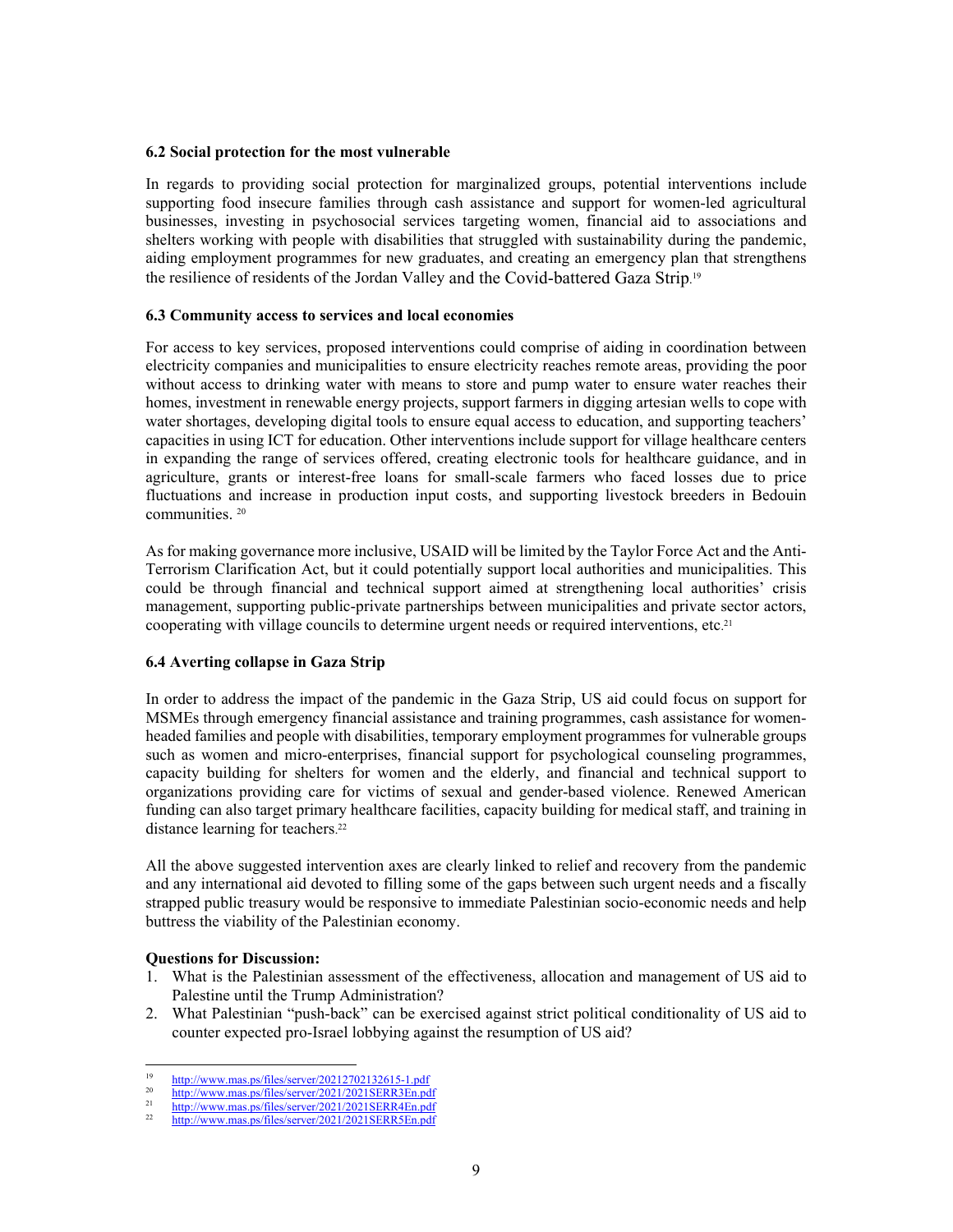### 6.2 Social protection for the most vulnerable

In regards to providing social protection for marginalized groups, potential interventions include supporting food insecure families through cash assistance and support for women-led agricultural businesses, investing in psychosocial services targeting women, financial aid to associations and shelters working with people with disabilities that struggled with sustainability during the pandemic, aiding employment programmes for new graduates, and creating an emergency plan that strengthens the resilience of residents of the Jordan Valley and the Covid-battered Gaza Strip.[19]

### 6.3 Community access to services and local economies

For access to key services, proposed interventions could comprise of aiding in coordination between electricity companies and municipalities to ensure electricity reaches remote areas, providing the poor without access to drinking water with means to store and pump water to ensure water reaches their homes, investment in renewable energy projects, support farmers in digging artesian wells to cope with water shortages, developing digital tools to ensure equal access to education, and supporting teachers' capacities in using ICT for education. Other interventions include support for village healthcare centers in expanding the range of services offered, creating electronic tools for healthcare guidance, and in agriculture, grants or interest-free loans for small-scale farmers who faced losses due to price fluctuations and increase in production input costs, and supporting livestock breeders in Bedouin communities. [20]

As for making governance more inclusive, USAID will be limited by the Taylor Force Act and the Anti-Terrorism Clarification Act, but it could potentially support local authorities and municipalities. This could be through financial and technical support aimed at strengthening local authorities' crisis management, supporting public-private partnerships between municipalities and private sector actors, cooperating with village councils to determine urgent needs or required interventions, etc.[21]

### 6.4 Averting collapse in Gaza Strip

In order to address the impact of the pandemic in the Gaza Strip, US aid could focus on support for MSMEs through emergency financial assistance and training programmes, cash assistance for women-headed families and people with disabilities, temporary employment programmes for vulnerable groups such as women and micro-enterprises, financial support for psychological counseling programmes, capacity building for shelters for women and the elderly, and financial and technical support to organizations providing care for victims of sexual and gender-based violence. Renewed American funding can also target primary healthcare facilities, capacity building for medical staff, and training in distance learning for teachers.[22]

All the above suggested intervention axes are clearly linked to relief and recovery from the pandemic and any international aid devoted to filling some of the gaps between such urgent needs and a fiscally strapped public treasury would be responsive to immediate Palestinian socio-economic needs and help buttress the viability of the Palestinian economy.

**Questions for Discussion:**

1. What is the Palestinian assessment of the effectiveness, allocation and management of US aid to Palestine until the Trump Administration?
2. What Palestinian "push-back" can be exercised against strict political conditionality of US aid to counter expected pro-Israel lobbying against the resumption of US aid?

---

[19] http://www.mas.ps/files/server/20212702132615-1.pdf
[20] http://www.mas.ps/files/server/2021/2021SERR3En.pdf
[21] http://www.mas.ps/files/server/2021/2021SERR4En.pdf
[22] http://www.mas.ps/files/server/2021/2021SERR5En.pdf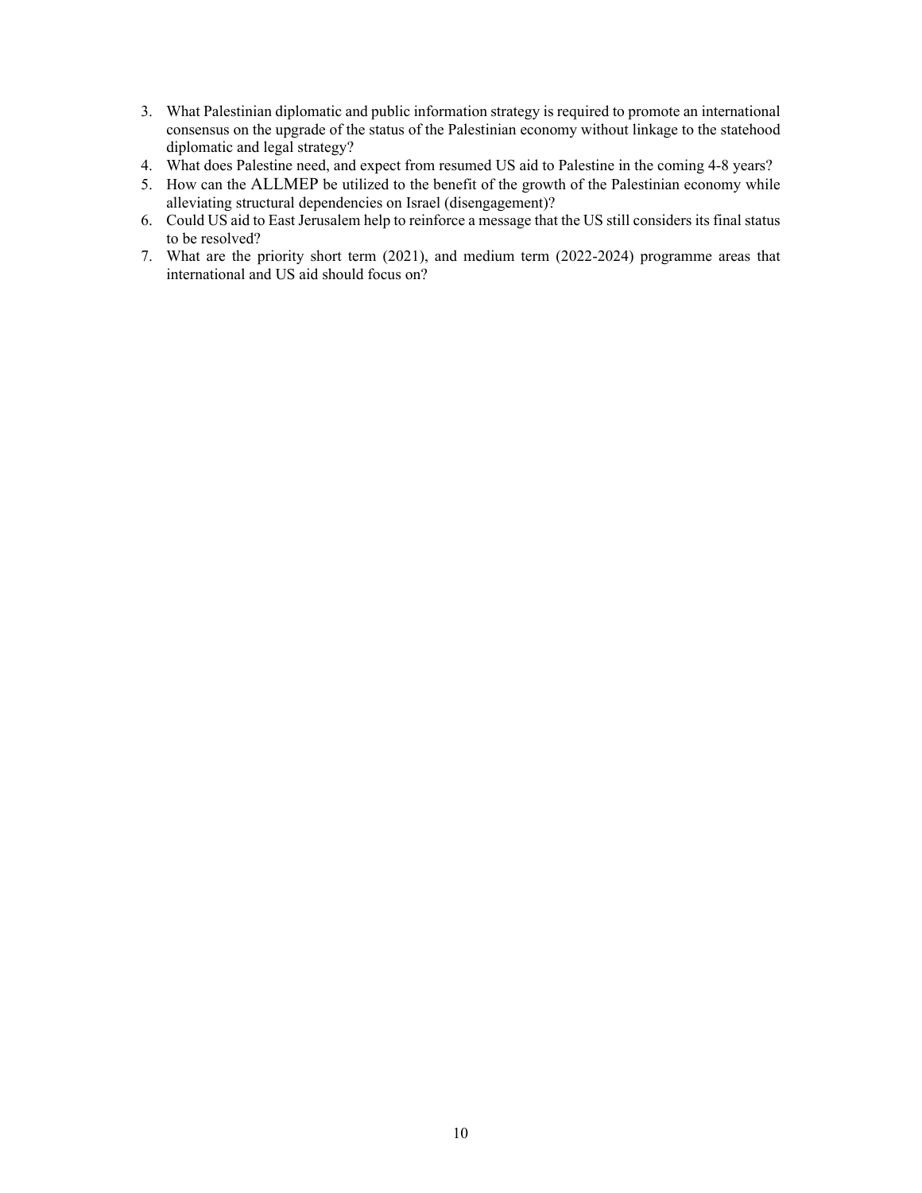3. What Palestinian diplomatic and public information strategy is required to promote an international consensus on the upgrade of the status of the Palestinian economy without linkage to the statehood diplomatic and legal strategy?
4. What does Palestine need, and expect from resumed US aid to Palestine in the coming 4-8 years?
5. How can the ALLMEP be utilized to the benefit of the growth of the Palestinian economy while alleviating structural dependencies on Israel (disengagement)?
6. Could US aid to East Jerusalem help to reinforce a message that the US still considers its final status to be resolved?
7. What are the priority short term (2021), and medium term (2022-2024) programme areas that international and US aid should focus on?